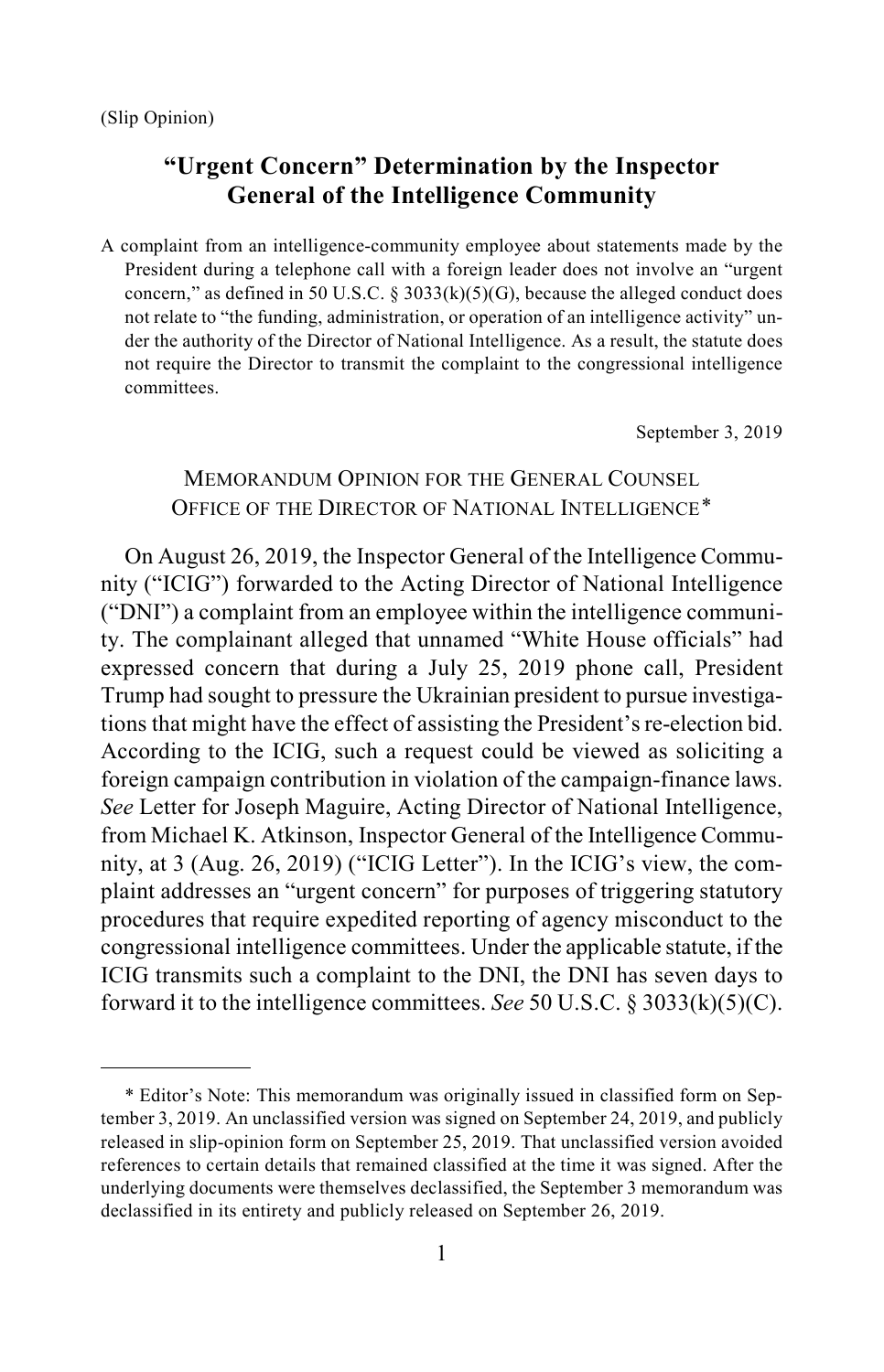(Slip Opinion)

# "Urgent Concern" Determination by the Inspector General of the Intelligence Community

A complaint from an intelligence-community employee about statements made by the President during a telephone call with a foreign leader does not involve an "urgent concern," as defined in 50 U.S.C. § 3033(k)(5)(G), because the alleged conduct does not relate to "the funding, administration, or operation of an intelligence activity" under the authority of the Director of National Intelligence. As a result, the statute does not require the Director to transmit the complaint to the congressional intelligence committees.

September 3, 2019

## MEMORANDUM OPINION FOR THE GENERAL COUNSEL OFFICE OF THE DIRECTOR OF NATIONAL INTELLIGENCE*

On August 26, 2019, the Inspector General of the Intelligence Community ("ICIG") forwarded to the Acting Director of National Intelligence ("DNI") a complaint from an employee within the intelligence community. The complainant alleged that unnamed "White House officials" had expressed concern that during a July 25, 2019 phone call, President Trump had sought to pressure the Ukrainian president to pursue investigations that might have the effect of assisting the President's re-election bid. According to the ICIG, such a request could be viewed as soliciting a foreign campaign contribution in violation of the campaign-finance laws. *See* Letter for Joseph Maguire, Acting Director of National Intelligence, from Michael K. Atkinson, Inspector General of the Intelligence Community, at 3 (Aug. 26, 2019) ("ICIG Letter"). In the ICIG's view, the complaint addresses an "urgent concern" for purposes of triggering statutory procedures that require expedited reporting of agency misconduct to the congressional intelligence committees. Under the applicable statute, if the ICIG transmits such a complaint to the DNI, the DNI has seven days to forward it to the intelligence committees. *See* 50 U.S.C. § 3033(k)(5)(C).

---

* Editor's Note: This memorandum was originally issued in classified form on September 3, 2019. An unclassified version was signed on September 24, 2019, and publicly released in slip-opinion form on September 25, 2019. That unclassified version avoided references to certain details that remained classified at the time it was signed. After the underlying documents were themselves declassified, the September 3 memorandum was declassified in its entirety and publicly released on September 26, 2019.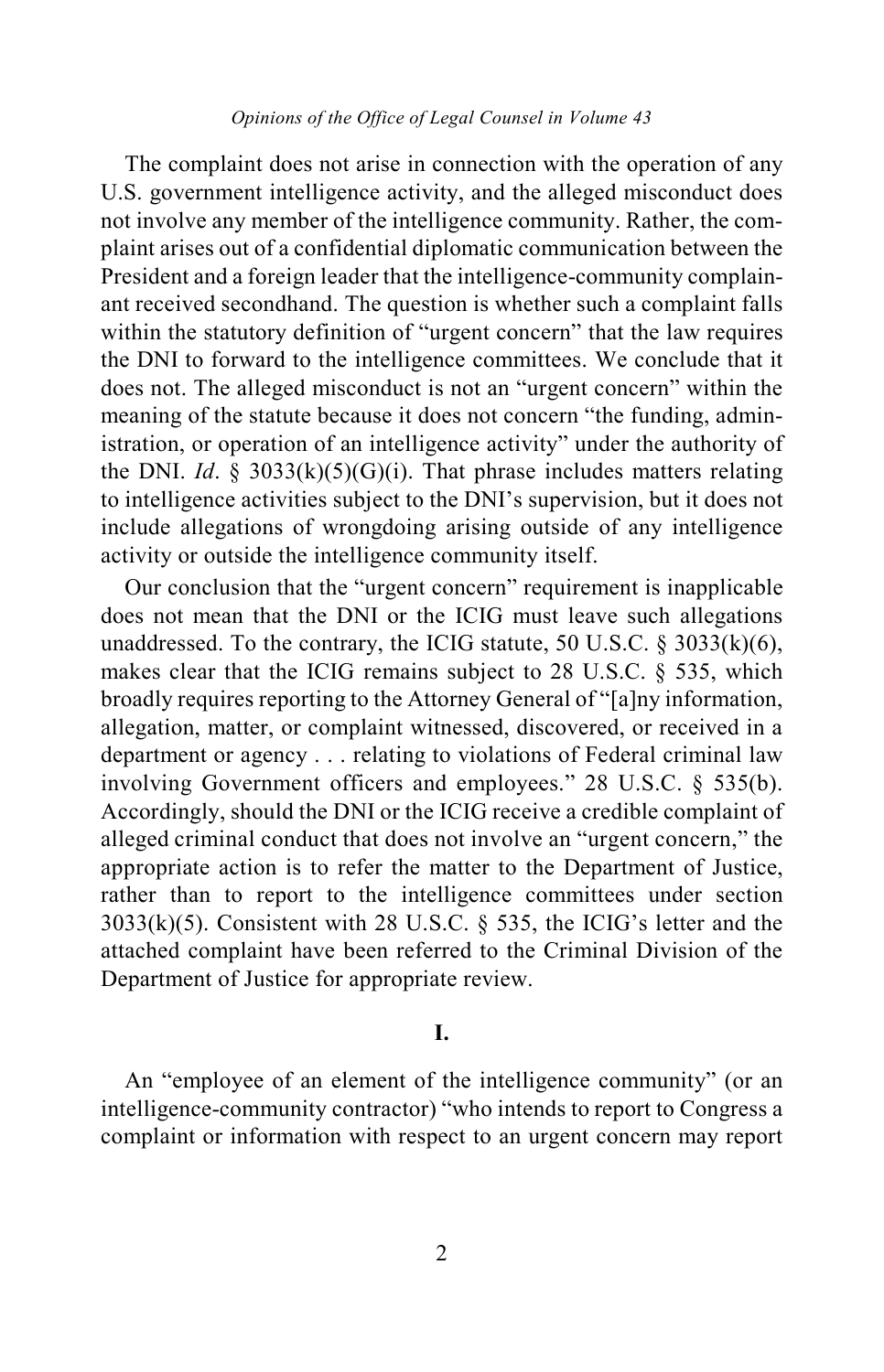The complaint does not arise in connection with the operation of any U.S. government intelligence activity, and the alleged misconduct does not involve any member of the intelligence community. Rather, the complaint arises out of a confidential diplomatic communication between the President and a foreign leader that the intelligence-community complainant received secondhand. The question is whether such a complaint falls within the statutory definition of "urgent concern" that the law requires the DNI to forward to the intelligence committees. We conclude that it does not. The alleged misconduct is not an "urgent concern" within the meaning of the statute because it does not concern "the funding, administration, or operation of an intelligence activity" under the authority of the DNI. *Id*. § 3033(k)(5)(G)(i). That phrase includes matters relating to intelligence activities subject to the DNI's supervision, but it does not include allegations of wrongdoing arising outside of any intelligence activity or outside the intelligence community itself.

Our conclusion that the "urgent concern" requirement is inapplicable does not mean that the DNI or the ICIG must leave such allegations unaddressed. To the contrary, the ICIG statute, 50 U.S.C. § 3033(k)(6), makes clear that the ICIG remains subject to 28 U.S.C. § 535, which broadly requires reporting to the Attorney General of "[a]ny information, allegation, matter, or complaint witnessed, discovered, or received in a department or agency . . . relating to violations of Federal criminal law involving Government officers and employees." 28 U.S.C. § 535(b). Accordingly, should the DNI or the ICIG receive a credible complaint of alleged criminal conduct that does not involve an "urgent concern," the appropriate action is to refer the matter to the Department of Justice, rather than to report to the intelligence committees under section 3033(k)(5). Consistent with 28 U.S.C. § 535, the ICIG's letter and the attached complaint have been referred to the Criminal Division of the Department of Justice for appropriate review.

## I.

An "employee of an element of the intelligence community" (or an intelligence-community contractor) "who intends to report to Congress a complaint or information with respect to an urgent concern may report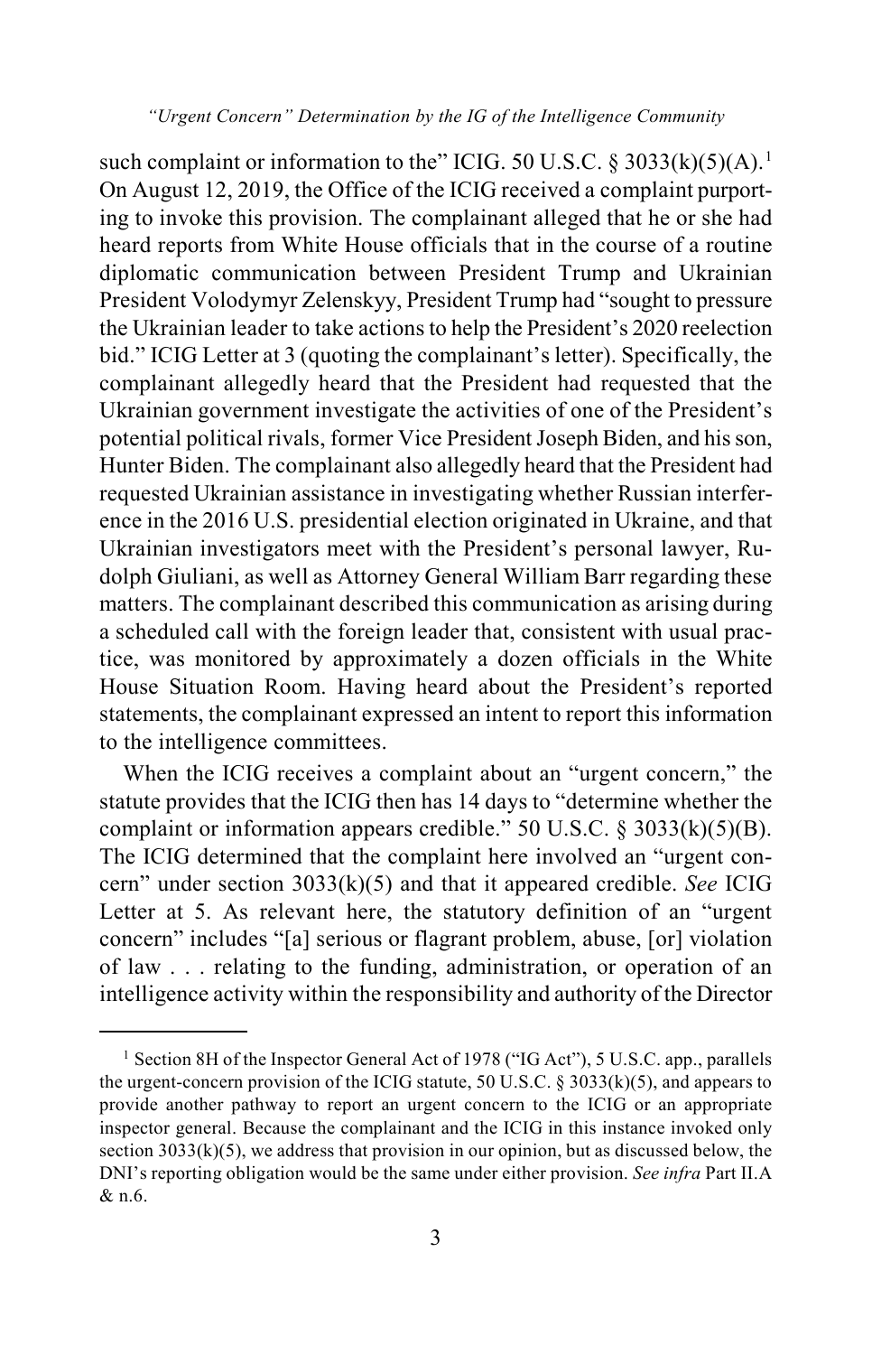such complaint or information to the" ICIG. 50 U.S.C. § 3033(k)(5)(A).[1] On August 12, 2019, the Office of the ICIG received a complaint purporting to invoke this provision. The complainant alleged that he or she had heard reports from White House officials that in the course of a routine diplomatic communication between President Trump and Ukrainian President Volodymyr Zelenskyy, President Trump had "sought to pressure the Ukrainian leader to take actions to help the President's 2020 reelection bid." ICIG Letter at 3 (quoting the complainant's letter). Specifically, the complainant allegedly heard that the President had requested that the Ukrainian government investigate the activities of one of the President's potential political rivals, former Vice President Joseph Biden, and his son, Hunter Biden. The complainant also allegedly heard that the President had requested Ukrainian assistance in investigating whether Russian interference in the 2016 U.S. presidential election originated in Ukraine, and that Ukrainian investigators meet with the President's personal lawyer, Rudolph Giuliani, as well as Attorney General William Barr regarding these matters. The complainant described this communication as arising during a scheduled call with the foreign leader that, consistent with usual practice, was monitored by approximately a dozen officials in the White House Situation Room. Having heard about the President's reported statements, the complainant expressed an intent to report this information to the intelligence committees.

When the ICIG receives a complaint about an "urgent concern," the statute provides that the ICIG then has 14 days to "determine whether the complaint or information appears credible." 50 U.S.C. § 3033(k)(5)(B). The ICIG determined that the complaint here involved an "urgent concern" under section 3033(k)(5) and that it appeared credible. *See* ICIG Letter at 5. As relevant here, the statutory definition of an "urgent concern" includes "[a] serious or flagrant problem, abuse, [or] violation of law . . . relating to the funding, administration, or operation of an intelligence activity within the responsibility and authority of the Director

---

[1] Section 8H of the Inspector General Act of 1978 ("IG Act"), 5 U.S.C. app., parallels the urgent-concern provision of the ICIG statute, 50 U.S.C. § 3033(k)(5), and appears to provide another pathway to report an urgent concern to the ICIG or an appropriate inspector general. Because the complainant and the ICIG in this instance invoked only section 3033(k)(5), we address that provision in our opinion, but as discussed below, the DNI's reporting obligation would be the same under either provision. *See infra* Part II.A & n.6.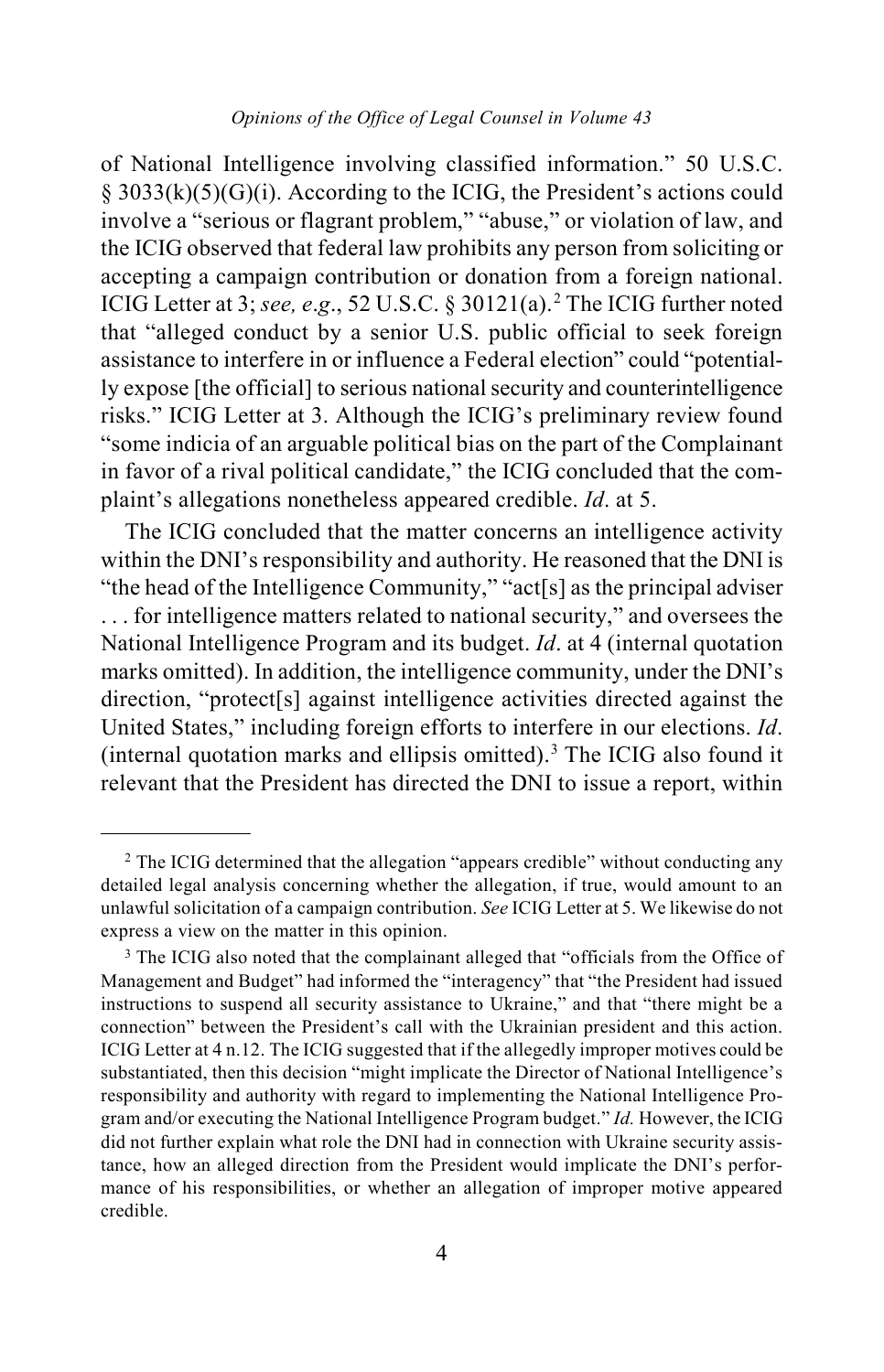of National Intelligence involving classified information." 50 U.S.C. § 3033(k)(5)(G)(i). According to the ICIG, the President's actions could involve a "serious or flagrant problem," "abuse," or violation of law, and the ICIG observed that federal law prohibits any person from soliciting or accepting a campaign contribution or donation from a foreign national. ICIG Letter at 3; *see, e.g*., 52 U.S.C. § 30121(a).[2] The ICIG further noted that "alleged conduct by a senior U.S. public official to seek foreign assistance to interfere in or influence a Federal election" could "potentially expose [the official] to serious national security and counterintelligence risks." ICIG Letter at 3. Although the ICIG's preliminary review found "some indicia of an arguable political bias on the part of the Complainant in favor of a rival political candidate," the ICIG concluded that the complaint's allegations nonetheless appeared credible. *Id*. at 5.

The ICIG concluded that the matter concerns an intelligence activity within the DNI's responsibility and authority. He reasoned that the DNI is "the head of the Intelligence Community," "act[s] as the principal adviser . . . for intelligence matters related to national security," and oversees the National Intelligence Program and its budget. *Id*. at 4 (internal quotation marks omitted). In addition, the intelligence community, under the DNI's direction, "protect[s] against intelligence activities directed against the United States," including foreign efforts to interfere in our elections. *Id*. (internal quotation marks and ellipsis omitted).[3] The ICIG also found it relevant that the President has directed the DNI to issue a report, within

---

[2] The ICIG determined that the allegation "appears credible" without conducting any detailed legal analysis concerning whether the allegation, if true, would amount to an unlawful solicitation of a campaign contribution. *See* ICIG Letter at 5. We likewise do not express a view on the matter in this opinion.

[3] The ICIG also noted that the complainant alleged that "officials from the Office of Management and Budget" had informed the "interagency" that "the President had issued instructions to suspend all security assistance to Ukraine," and that "there might be a connection" between the President's call with the Ukrainian president and this action. ICIG Letter at 4 n.12. The ICIG suggested that if the allegedly improper motives could be substantiated, then this decision "might implicate the Director of National Intelligence's responsibility and authority with regard to implementing the National Intelligence Program and/or executing the National Intelligence Program budget." *Id.* However, the ICIG did not further explain what role the DNI had in connection with Ukraine security assistance, how an alleged direction from the President would implicate the DNI's performance of his responsibilities, or whether an allegation of improper motive appeared credible.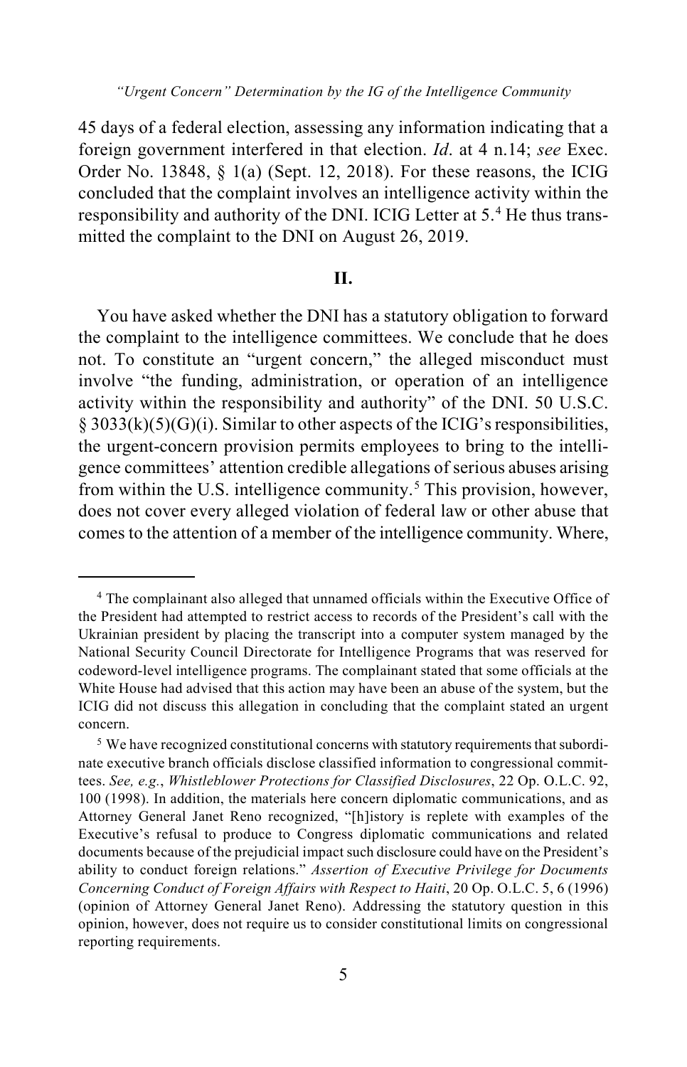45 days of a federal election, assessing any information indicating that a foreign government interfered in that election. *Id*. at 4 n.14; *see* Exec. Order No. 13848, § 1(a) (Sept. 12, 2018). For these reasons, the ICIG concluded that the complaint involves an intelligence activity within the responsibility and authority of the DNI. ICIG Letter at 5.[4] He thus transmitted the complaint to the DNI on August 26, 2019.

## II.

You have asked whether the DNI has a statutory obligation to forward the complaint to the intelligence committees. We conclude that he does not. To constitute an "urgent concern," the alleged misconduct must involve "the funding, administration, or operation of an intelligence activity within the responsibility and authority" of the DNI. 50 U.S.C. § 3033(k)(5)(G)(i). Similar to other aspects of the ICIG's responsibilities, the urgent-concern provision permits employees to bring to the intelligence committees' attention credible allegations of serious abuses arising from within the U.S. intelligence community.[5] This provision, however, does not cover every alleged violation of federal law or other abuse that comes to the attention of a member of the intelligence community. Where,

---

[4] The complainant also alleged that unnamed officials within the Executive Office of the President had attempted to restrict access to records of the President's call with the Ukrainian president by placing the transcript into a computer system managed by the National Security Council Directorate for Intelligence Programs that was reserved for codeword-level intelligence programs. The complainant stated that some officials at the White House had advised that this action may have been an abuse of the system, but the ICIG did not discuss this allegation in concluding that the complaint stated an urgent concern.

[5] We have recognized constitutional concerns with statutory requirements that subordinate executive branch officials disclose classified information to congressional committees. *See, e.g.*, *Whistleblower Protections for Classified Disclosures*, 22 Op. O.L.C. 92, 100 (1998). In addition, the materials here concern diplomatic communications, and as Attorney General Janet Reno recognized, "[h]istory is replete with examples of the Executive's refusal to produce to Congress diplomatic communications and related documents because of the prejudicial impact such disclosure could have on the President's ability to conduct foreign relations." *Assertion of Executive Privilege for Documents Concerning Conduct of Foreign Affairs with Respect to Haiti*, 20 Op. O.L.C. 5, 6 (1996) (opinion of Attorney General Janet Reno). Addressing the statutory question in this opinion, however, does not require us to consider constitutional limits on congressional reporting requirements.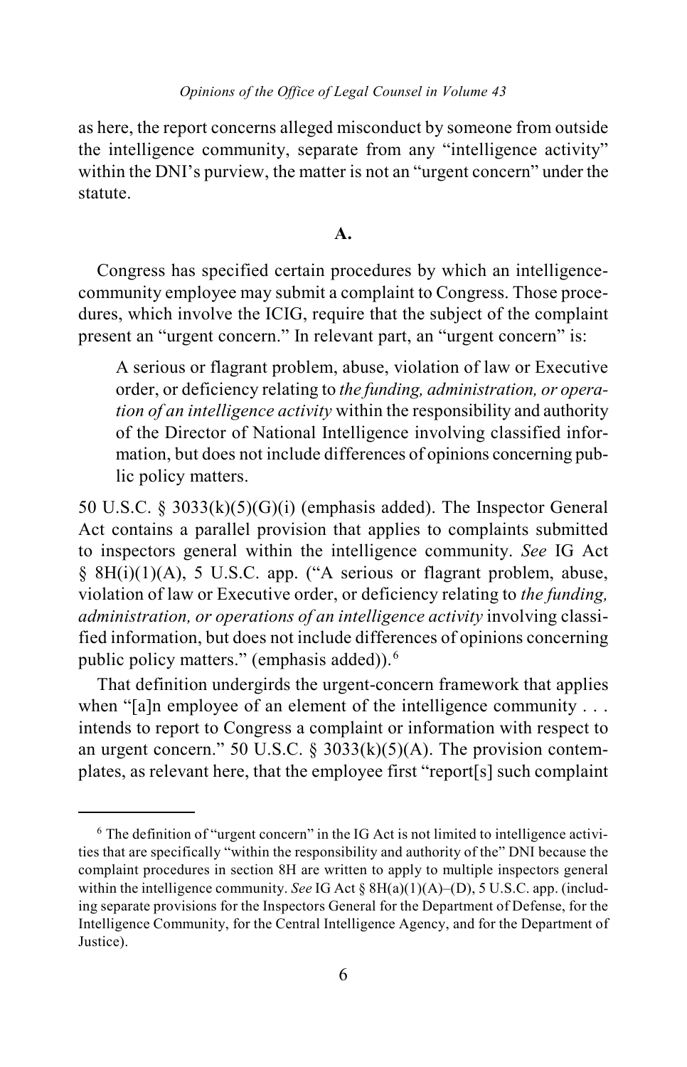as here, the report concerns alleged misconduct by someone from outside the intelligence community, separate from any "intelligence activity" within the DNI's purview, the matter is not an "urgent concern" under the statute.

### A.

Congress has specified certain procedures by which an intelligence-community employee may submit a complaint to Congress. Those procedures, which involve the ICIG, require that the subject of the complaint present an "urgent concern." In relevant part, an "urgent concern" is:

> A serious or flagrant problem, abuse, violation of law or Executive order, or deficiency relating to *the funding, administration, or operation of an intelligence activity* within the responsibility and authority of the Director of National Intelligence involving classified information, but does not include differences of opinions concerning public policy matters.

50 U.S.C. § 3033(k)(5)(G)(i) (emphasis added). The Inspector General Act contains a parallel provision that applies to complaints submitted to inspectors general within the intelligence community. *See* IG Act § 8H(i)(1)(A), 5 U.S.C. app. ("A serious or flagrant problem, abuse, violation of law or Executive order, or deficiency relating to *the funding, administration, or operations of an intelligence activity* involving classified information, but does not include differences of opinions concerning public policy matters." (emphasis added)).[6]

That definition undergirds the urgent-concern framework that applies when "[a]n employee of an element of the intelligence community . . . intends to report to Congress a complaint or information with respect to an urgent concern." 50 U.S.C. § 3033(k)(5)(A). The provision contemplates, as relevant here, that the employee first "report[s] such complaint

---

[6] The definition of "urgent concern" in the IG Act is not limited to intelligence activities that are specifically "within the responsibility and authority of the" DNI because the complaint procedures in section 8H are written to apply to multiple inspectors general within the intelligence community. *See* IG Act § 8H(a)(1)(A)–(D), 5 U.S.C. app. (including separate provisions for the Inspectors General for the Department of Defense, for the Intelligence Community, for the Central Intelligence Agency, and for the Department of Justice).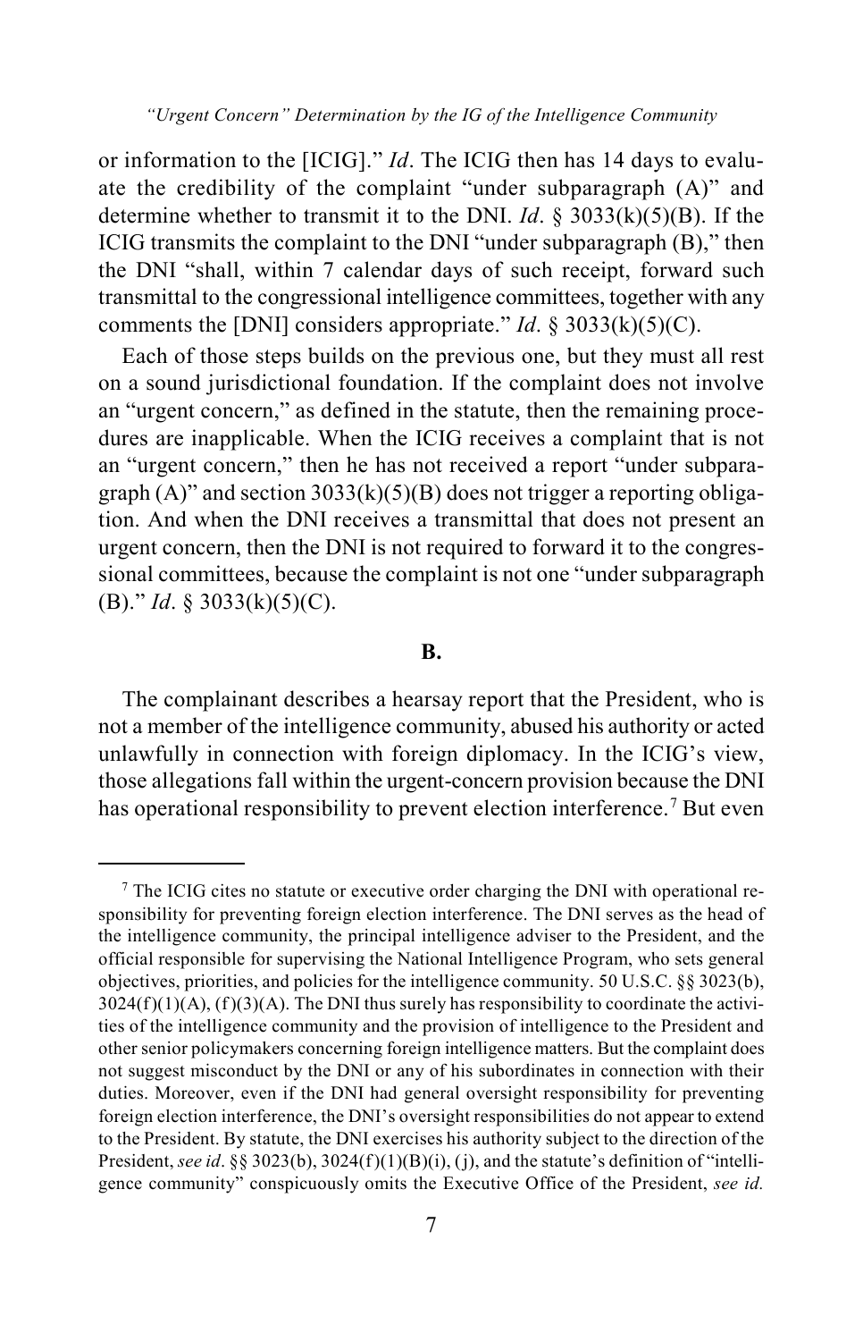or information to the [ICIG]." *Id*. The ICIG then has 14 days to evaluate the credibility of the complaint "under subparagraph (A)" and determine whether to transmit it to the DNI. *Id*. § 3033(k)(5)(B). If the ICIG transmits the complaint to the DNI "under subparagraph (B)," then the DNI "shall, within 7 calendar days of such receipt, forward such transmittal to the congressional intelligence committees, together with any comments the [DNI] considers appropriate." *Id*. § 3033(k)(5)(C).

Each of those steps builds on the previous one, but they must all rest on a sound jurisdictional foundation. If the complaint does not involve an "urgent concern," as defined in the statute, then the remaining procedures are inapplicable. When the ICIG receives a complaint that is not an "urgent concern," then he has not received a report "under subparagraph (A)" and section 3033(k)(5)(B) does not trigger a reporting obligation. And when the DNI receives a transmittal that does not present an urgent concern, then the DNI is not required to forward it to the congressional committees, because the complaint is not one "under subparagraph (B)." *Id*. § 3033(k)(5)(C).

### B.

The complainant describes a hearsay report that the President, who is not a member of the intelligence community, abused his authority or acted unlawfully in connection with foreign diplomacy. In the ICIG's view, those allegations fall within the urgent-concern provision because the DNI has operational responsibility to prevent election interference.[7] But even

[7] The ICIG cites no statute or executive order charging the DNI with operational responsibility for preventing foreign election interference. The DNI serves as the head of the intelligence community, the principal intelligence adviser to the President, and the official responsible for supervising the National Intelligence Program, who sets general objectives, priorities, and policies for the intelligence community. 50 U.S.C. §§ 3023(b), 3024(f)(1)(A), (f)(3)(A). The DNI thus surely has responsibility to coordinate the activities of the intelligence community and the provision of intelligence to the President and other senior policymakers concerning foreign intelligence matters. But the complaint does not suggest misconduct by the DNI or any of his subordinates in connection with their duties. Moreover, even if the DNI had general oversight responsibility for preventing foreign election interference, the DNI's oversight responsibilities do not appear to extend to the President. By statute, the DNI exercises his authority subject to the direction of the President, *see id*. §§ 3023(b), 3024(f)(1)(B)(i), (j), and the statute's definition of "intelligence community" conspicuously omits the Executive Office of the President, *see id.*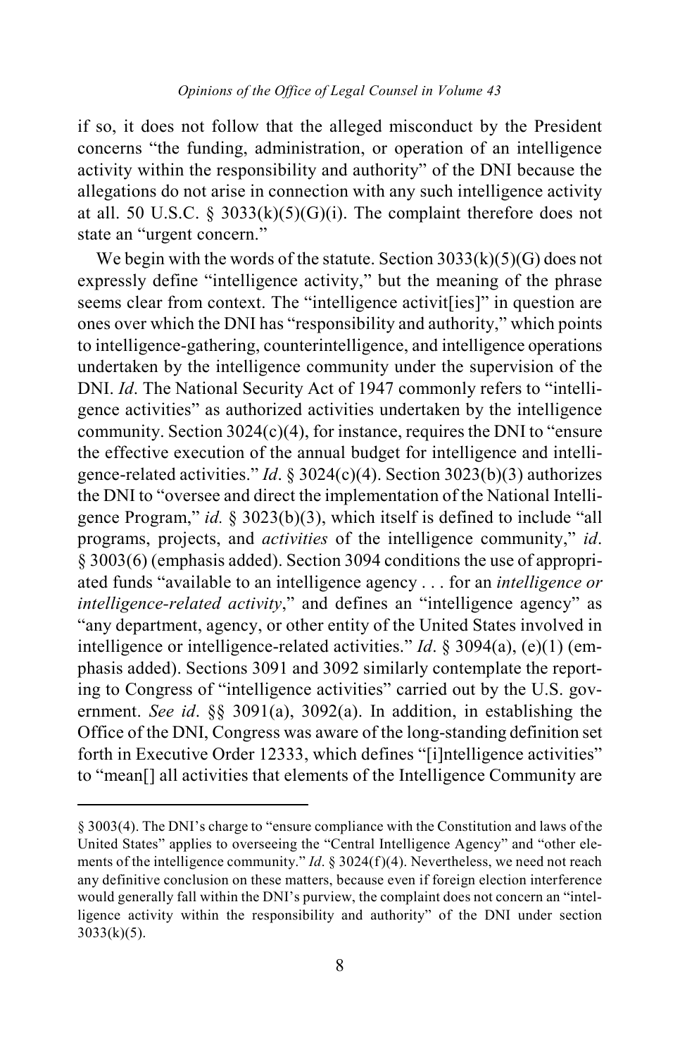if so, it does not follow that the alleged misconduct by the President concerns "the funding, administration, or operation of an intelligence activity within the responsibility and authority" of the DNI because the allegations do not arise in connection with any such intelligence activity at all. 50 U.S.C. § 3033(k)(5)(G)(i). The complaint therefore does not state an "urgent concern."

We begin with the words of the statute. Section 3033(k)(5)(G) does not expressly define "intelligence activity," but the meaning of the phrase seems clear from context. The "intelligence activit[ies]" in question are ones over which the DNI has "responsibility and authority," which points to intelligence-gathering, counterintelligence, and intelligence operations undertaken by the intelligence community under the supervision of the DNI. *Id*. The National Security Act of 1947 commonly refers to "intelligence activities" as authorized activities undertaken by the intelligence community. Section 3024(c)(4), for instance, requires the DNI to "ensure the effective execution of the annual budget for intelligence and intelligence-related activities." *Id*. § 3024(c)(4). Section 3023(b)(3) authorizes the DNI to "oversee and direct the implementation of the National Intelligence Program," *id.* § 3023(b)(3), which itself is defined to include "all programs, projects, and *activities* of the intelligence community," *id*. § 3003(6) (emphasis added). Section 3094 conditions the use of appropriated funds "available to an intelligence agency . . . for an *intelligence or intelligence-related activity*," and defines an "intelligence agency" as "any department, agency, or other entity of the United States involved in intelligence or intelligence-related activities." *Id*. § 3094(a), (e)(1) (emphasis added). Sections 3091 and 3092 similarly contemplate the reporting to Congress of "intelligence activities" carried out by the U.S. government. *See id*. §§ 3091(a), 3092(a). In addition, in establishing the Office of the DNI, Congress was aware of the long-standing definition set forth in Executive Order 12333, which defines "[i]ntelligence activities" to "mean[] all activities that elements of the Intelligence Community are

---

§ 3003(4). The DNI's charge to "ensure compliance with the Constitution and laws of the United States" applies to overseeing the "Central Intelligence Agency" and "other elements of the intelligence community." *Id*. § 3024(f)(4). Nevertheless, we need not reach any definitive conclusion on these matters, because even if foreign election interference would generally fall within the DNI's purview, the complaint does not concern an "intelligence activity within the responsibility and authority" of the DNI under section 3033(k)(5).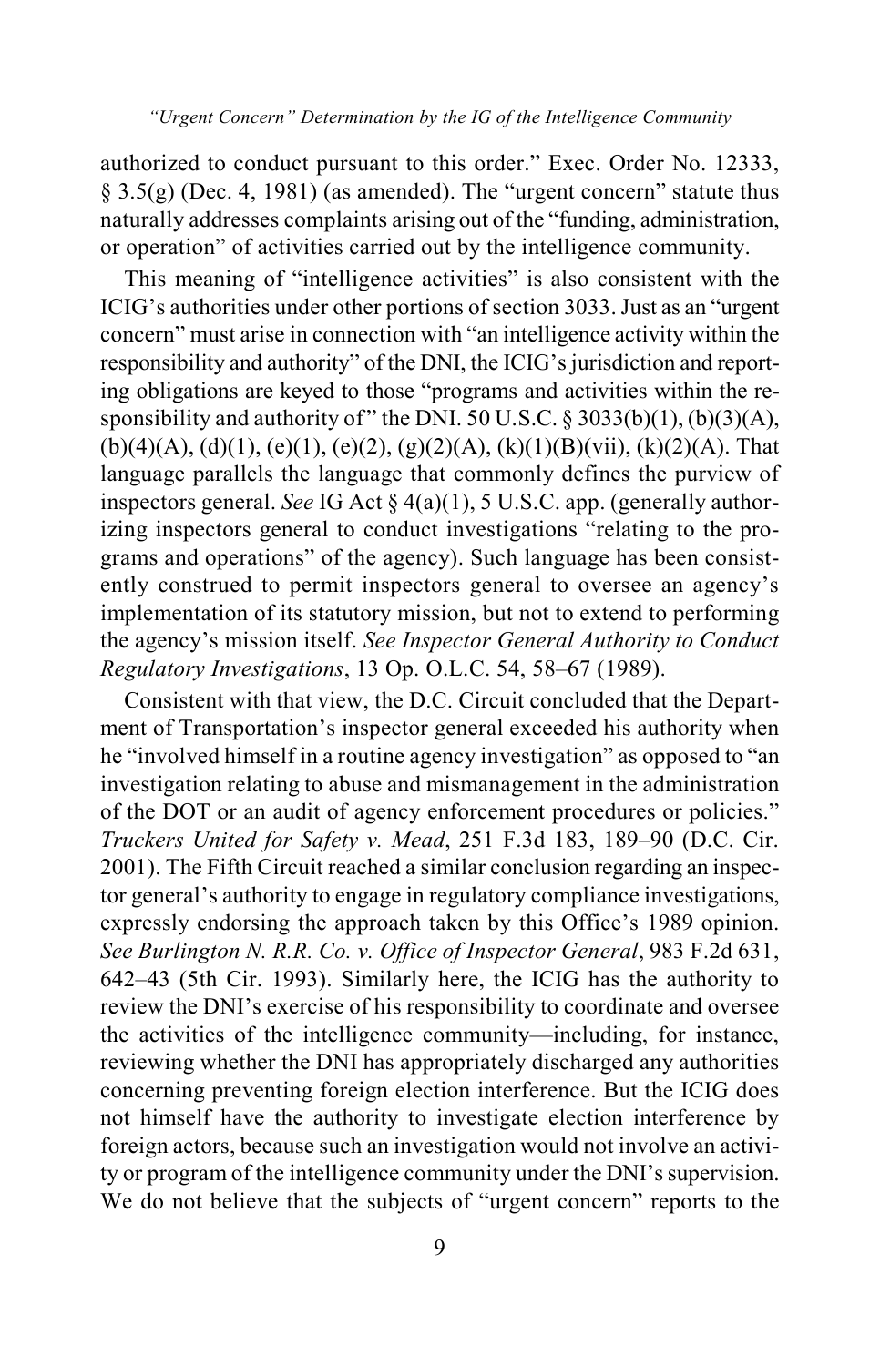authorized to conduct pursuant to this order." Exec. Order No. 12333, § 3.5(g) (Dec. 4, 1981) (as amended). The "urgent concern" statute thus naturally addresses complaints arising out of the "funding, administration, or operation" of activities carried out by the intelligence community.

This meaning of "intelligence activities" is also consistent with the ICIG's authorities under other portions of section 3033. Just as an "urgent concern" must arise in connection with "an intelligence activity within the responsibility and authority" of the DNI, the ICIG's jurisdiction and reporting obligations are keyed to those "programs and activities within the responsibility and authority of" the DNI. 50 U.S.C. § 3033(b)(1), (b)(3)(A), (b)(4)(A), (d)(1), (e)(1), (e)(2), (g)(2)(A), (k)(1)(B)(vii), (k)(2)(A). That language parallels the language that commonly defines the purview of inspectors general. *See* IG Act § 4(a)(1), 5 U.S.C. app. (generally authorizing inspectors general to conduct investigations "relating to the programs and operations" of the agency). Such language has been consistently construed to permit inspectors general to oversee an agency's implementation of its statutory mission, but not to extend to performing the agency's mission itself. *See Inspector General Authority to Conduct Regulatory Investigations*, 13 Op. O.L.C. 54, 58–67 (1989).

Consistent with that view, the D.C. Circuit concluded that the Department of Transportation's inspector general exceeded his authority when he "involved himself in a routine agency investigation" as opposed to "an investigation relating to abuse and mismanagement in the administration of the DOT or an audit of agency enforcement procedures or policies." *Truckers United for Safety v. Mead*, 251 F.3d 183, 189–90 (D.C. Cir. 2001). The Fifth Circuit reached a similar conclusion regarding an inspector general's authority to engage in regulatory compliance investigations, expressly endorsing the approach taken by this Office's 1989 opinion. *See Burlington N. R.R. Co. v. Office of Inspector General*, 983 F.2d 631, 642–43 (5th Cir. 1993). Similarly here, the ICIG has the authority to review the DNI's exercise of his responsibility to coordinate and oversee the activities of the intelligence community—including, for instance, reviewing whether the DNI has appropriately discharged any authorities concerning preventing foreign election interference. But the ICIG does not himself have the authority to investigate election interference by foreign actors, because such an investigation would not involve an activity or program of the intelligence community under the DNI's supervision. We do not believe that the subjects of "urgent concern" reports to the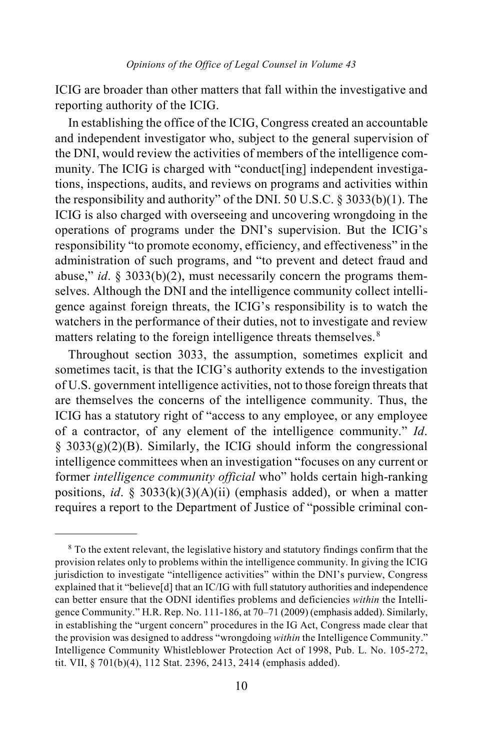ICIG are broader than other matters that fall within the investigative and reporting authority of the ICIG.

In establishing the office of the ICIG, Congress created an accountable and independent investigator who, subject to the general supervision of the DNI, would review the activities of members of the intelligence community. The ICIG is charged with "conduct[ing] independent investigations, inspections, audits, and reviews on programs and activities within the responsibility and authority" of the DNI. 50 U.S.C. § 3033(b)(1). The ICIG is also charged with overseeing and uncovering wrongdoing in the operations of programs under the DNI's supervision. But the ICIG's responsibility "to promote economy, efficiency, and effectiveness" in the administration of such programs, and "to prevent and detect fraud and abuse," *id*. § 3033(b)(2), must necessarily concern the programs themselves. Although the DNI and the intelligence community collect intelligence against foreign threats, the ICIG's responsibility is to watch the watchers in the performance of their duties, not to investigate and review matters relating to the foreign intelligence threats themselves.[8]

Throughout section 3033, the assumption, sometimes explicit and sometimes tacit, is that the ICIG's authority extends to the investigation of U.S. government intelligence activities, not to those foreign threats that are themselves the concerns of the intelligence community. Thus, the ICIG has a statutory right of "access to any employee, or any employee of a contractor, of any element of the intelligence community." *Id*. § 3033(g)(2)(B). Similarly, the ICIG should inform the congressional intelligence committees when an investigation "focuses on any current or former *intelligence community official* who" holds certain high-ranking positions, *id*. § 3033(k)(3)(A)(ii) (emphasis added), or when a matter requires a report to the Department of Justice of "possible criminal con-

---

[8] To the extent relevant, the legislative history and statutory findings confirm that the provision relates only to problems within the intelligence community. In giving the ICIG jurisdiction to investigate "intelligence activities" within the DNI's purview, Congress explained that it "believe[d] that an IC/IG with full statutory authorities and independence can better ensure that the ODNI identifies problems and deficiencies *within* the Intelligence Community." H.R. Rep. No. 111-186, at 70–71 (2009) (emphasis added). Similarly, in establishing the "urgent concern" procedures in the IG Act, Congress made clear that the provision was designed to address "wrongdoing *within* the Intelligence Community." Intelligence Community Whistleblower Protection Act of 1998, Pub. L. No. 105-272, tit. VII, § 701(b)(4), 112 Stat. 2396, 2413, 2414 (emphasis added).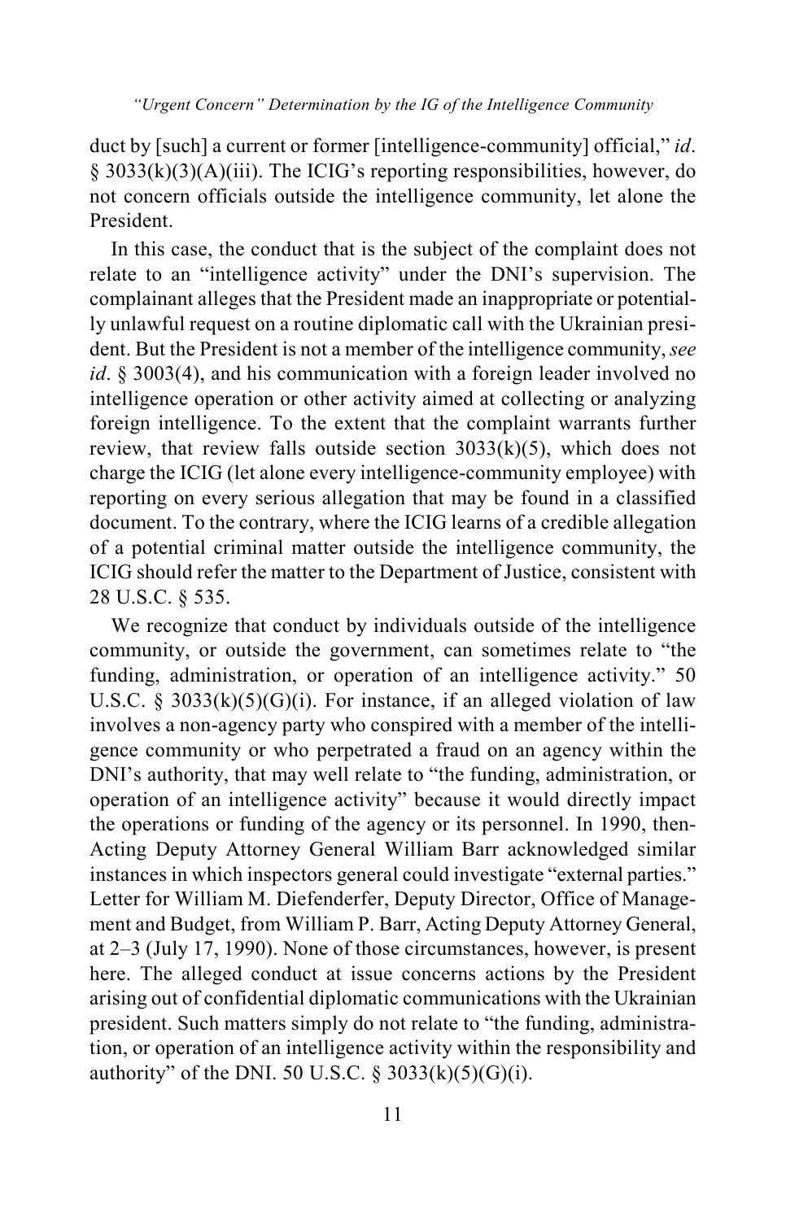duct by [such] a current or former [intelligence-community] official," *id*. § 3033(k)(3)(A)(iii). The ICIG's reporting responsibilities, however, do not concern officials outside the intelligence community, let alone the President.

In this case, the conduct that is the subject of the complaint does not relate to an "intelligence activity" under the DNI's supervision. The complainant alleges that the President made an inappropriate or potentially unlawful request on a routine diplomatic call with the Ukrainian president. But the President is not a member of the intelligence community, *see id*. § 3003(4), and his communication with a foreign leader involved no intelligence operation or other activity aimed at collecting or analyzing foreign intelligence. To the extent that the complaint warrants further review, that review falls outside section 3033(k)(5), which does not charge the ICIG (let alone every intelligence-community employee) with reporting on every serious allegation that may be found in a classified document. To the contrary, where the ICIG learns of a credible allegation of a potential criminal matter outside the intelligence community, the ICIG should refer the matter to the Department of Justice, consistent with 28 U.S.C. § 535.

We recognize that conduct by individuals outside of the intelligence community, or outside the government, can sometimes relate to "the funding, administration, or operation of an intelligence activity." 50 U.S.C. § 3033(k)(5)(G)(i). For instance, if an alleged violation of law involves a non-agency party who conspired with a member of the intelligence community or who perpetrated a fraud on an agency within the DNI's authority, that may well relate to "the funding, administration, or operation of an intelligence activity" because it would directly impact the operations or funding of the agency or its personnel. In 1990, then-Acting Deputy Attorney General William Barr acknowledged similar instances in which inspectors general could investigate "external parties." Letter for William M. Diefenderfer, Deputy Director, Office of Management and Budget, from William P. Barr, Acting Deputy Attorney General, at 2–3 (July 17, 1990). None of those circumstances, however, is present here. The alleged conduct at issue concerns actions by the President arising out of confidential diplomatic communications with the Ukrainian president. Such matters simply do not relate to "the funding, administration, or operation of an intelligence activity within the responsibility and authority" of the DNI. 50 U.S.C. § 3033(k)(5)(G)(i).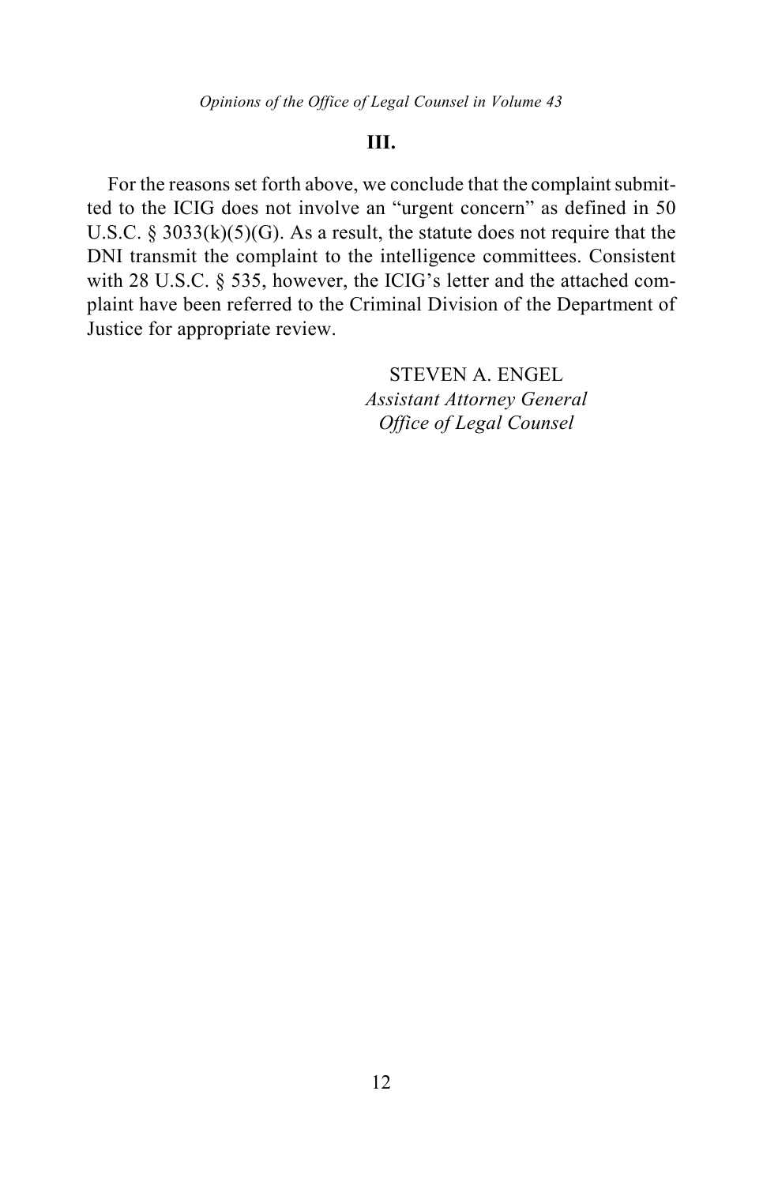## III.

For the reasons set forth above, we conclude that the complaint submitted to the ICIG does not involve an "urgent concern" as defined in 50 U.S.C. § 3033(k)(5)(G). As a result, the statute does not require that the DNI transmit the complaint to the intelligence committees. Consistent with 28 U.S.C. § 535, however, the ICIG's letter and the attached complaint have been referred to the Criminal Division of the Department of Justice for appropriate review.

STEVEN A. ENGEL
*Assistant Attorney General*
*Office of Legal Counsel*